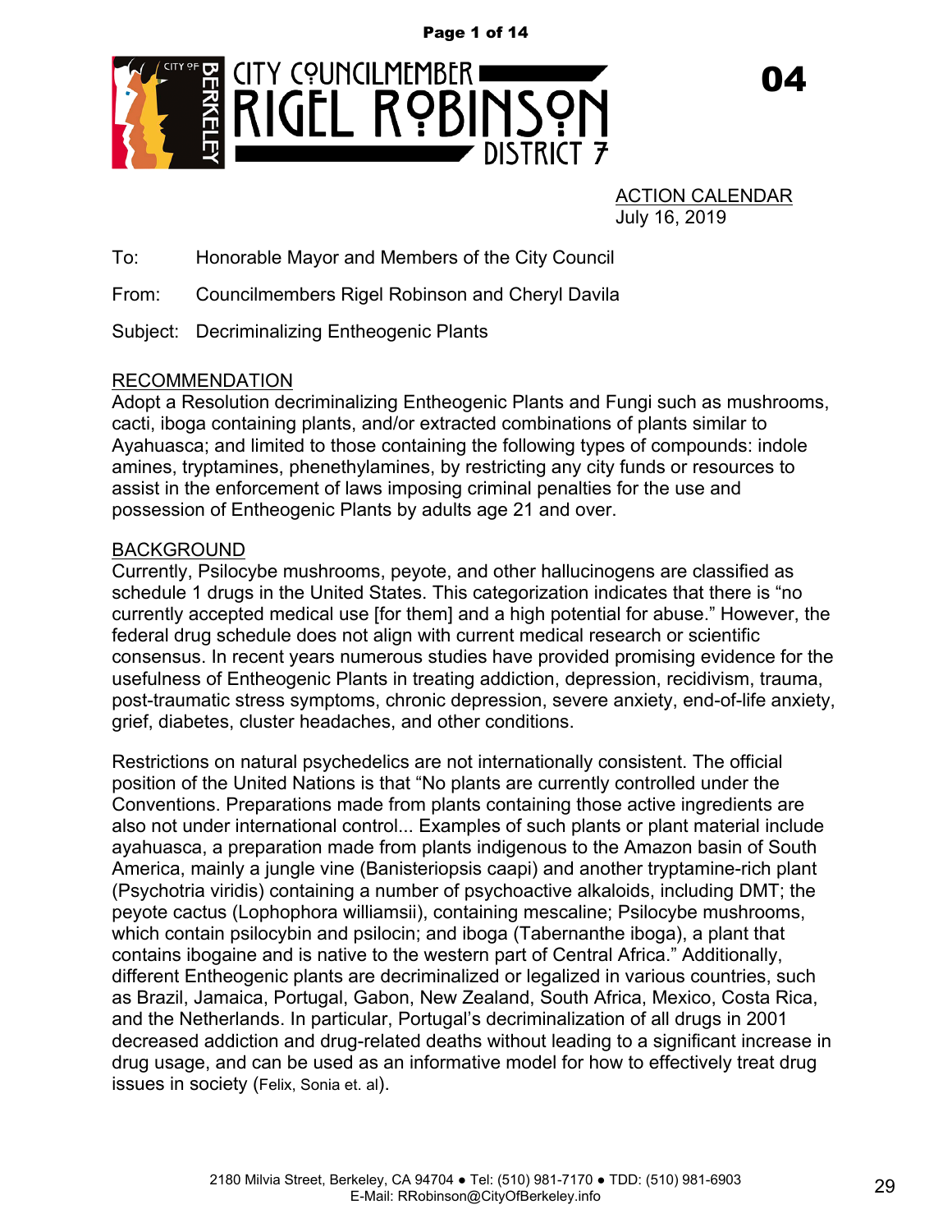# CITY COUNCILMEMBER RIGEL ROBINSON

DISTRICT 7

**04**

ACTION CALENDAR
July 16, 2019

To: Honorable Mayor and Members of the City Council

From: Councilmembers Rigel Robinson and Cheryl Davila

Subject: Decriminalizing Entheogenic Plants

## RECOMMENDATION

Adopt a Resolution decriminalizing Entheogenic Plants and Fungi such as mushrooms, cacti, iboga containing plants, and/or extracted combinations of plants similar to Ayahuasca; and limited to those containing the following types of compounds: indole amines, tryptamines, phenethylamines, by restricting any city funds or resources to assist in the enforcement of laws imposing criminal penalties for the use and possession of Entheogenic Plants by adults age 21 and over.

## BACKGROUND

Currently, Psilocybe mushrooms, peyote, and other hallucinogens are classified as schedule 1 drugs in the United States. This categorization indicates that there is "no currently accepted medical use [for them] and a high potential for abuse." However, the federal drug schedule does not align with current medical research or scientific consensus. In recent years numerous studies have provided promising evidence for the usefulness of Entheogenic Plants in treating addiction, depression, recidivism, trauma, post-traumatic stress symptoms, chronic depression, severe anxiety, end-of-life anxiety, grief, diabetes, cluster headaches, and other conditions.

Restrictions on natural psychedelics are not internationally consistent. The official position of the United Nations is that "No plants are currently controlled under the Conventions. Preparations made from plants containing those active ingredients are also not under international control... Examples of such plants or plant material include ayahuasca, a preparation made from plants indigenous to the Amazon basin of South America, mainly a jungle vine (Banisteriopsis caapi) and another tryptamine-rich plant (Psychotria viridis) containing a number of psychoactive alkaloids, including DMT; the peyote cactus (Lophophora williamsii), containing mescaline; Psilocybe mushrooms, which contain psilocybin and psilocin; and iboga (Tabernanthe iboga), a plant that contains ibogaine and is native to the western part of Central Africa." Additionally, different Entheogenic plants are decriminalized or legalized in various countries, such as Brazil, Jamaica, Portugal, Gabon, New Zealand, South Africa, Mexico, Costa Rica, and the Netherlands. In particular, Portugal's decriminalization of all drugs in 2001 decreased addiction and drug-related deaths without leading to a significant increase in drug usage, and can be used as an informative model for how to effectively treat drug issues in society (Felix, Sonia et. al).

2180 Milvia Street, Berkeley, CA 94704 ● Tel: (510) 981-7170 ● TDD: (510) 981-6903
E-Mail: RRobinson@CityOfBerkeley.info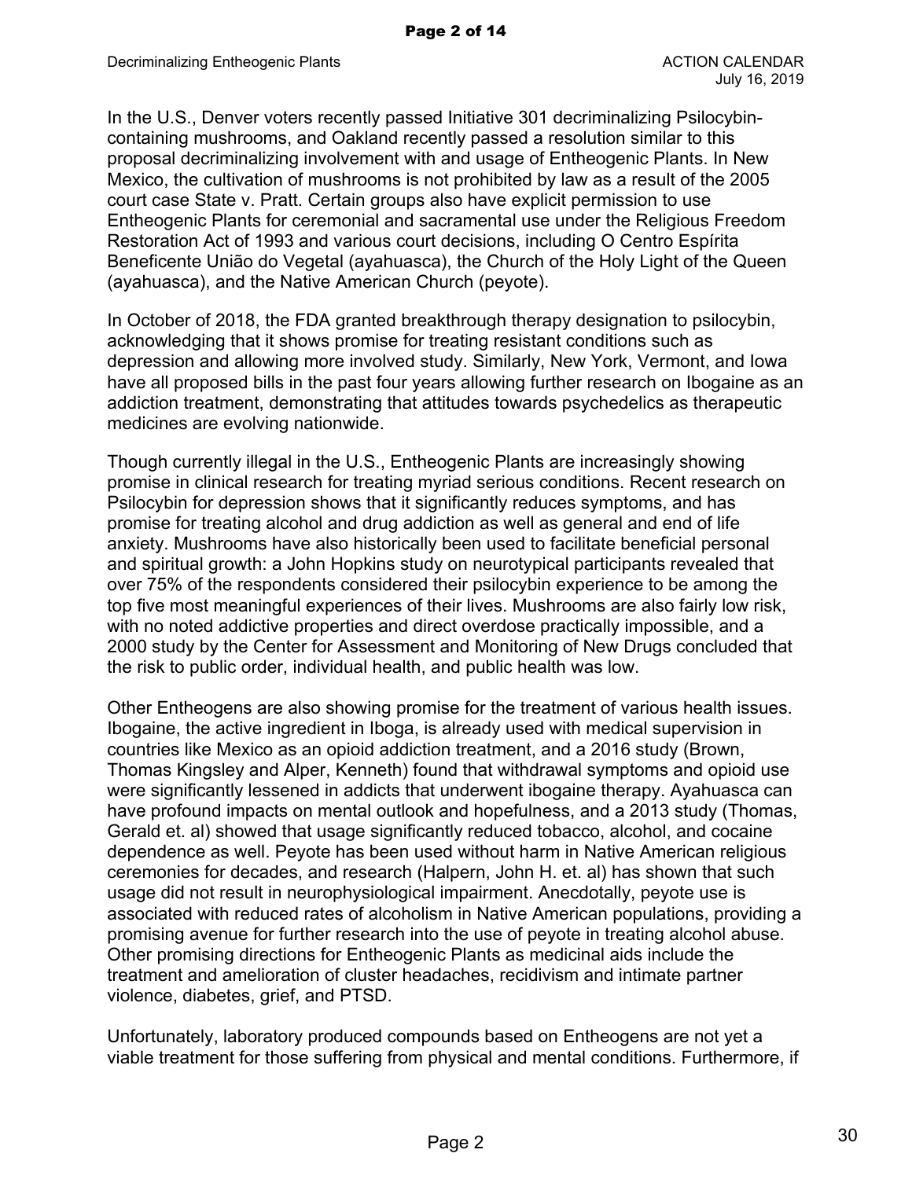In the U.S., Denver voters recently passed Initiative 301 decriminalizing Psilocybin-containing mushrooms, and Oakland recently passed a resolution similar to this proposal decriminalizing involvement with and usage of Entheogenic Plants. In New Mexico, the cultivation of mushrooms is not prohibited by law as a result of the 2005 court case State v. Pratt. Certain groups also have explicit permission to use Entheogenic Plants for ceremonial and sacramental use under the Religious Freedom Restoration Act of 1993 and various court decisions, including O Centro Espírita Beneficente União do Vegetal (ayahuasca), the Church of the Holy Light of the Queen (ayahuasca), and the Native American Church (peyote).

In October of 2018, the FDA granted breakthrough therapy designation to psilocybin, acknowledging that it shows promise for treating resistant conditions such as depression and allowing more involved study. Similarly, New York, Vermont, and Iowa have all proposed bills in the past four years allowing further research on Ibogaine as an addiction treatment, demonstrating that attitudes towards psychedelics as therapeutic medicines are evolving nationwide.

Though currently illegal in the U.S., Entheogenic Plants are increasingly showing promise in clinical research for treating myriad serious conditions. Recent research on Psilocybin for depression shows that it significantly reduces symptoms, and has promise for treating alcohol and drug addiction as well as general and end of life anxiety. Mushrooms have also historically been used to facilitate beneficial personal and spiritual growth: a John Hopkins study on neurotypical participants revealed that over 75% of the respondents considered their psilocybin experience to be among the top five most meaningful experiences of their lives. Mushrooms are also fairly low risk, with no noted addictive properties and direct overdose practically impossible, and a 2000 study by the Center for Assessment and Monitoring of New Drugs concluded that the risk to public order, individual health, and public health was low.

Other Entheogens are also showing promise for the treatment of various health issues. Ibogaine, the active ingredient in Iboga, is already used with medical supervision in countries like Mexico as an opioid addiction treatment, and a 2016 study (Brown, Thomas Kingsley and Alper, Kenneth) found that withdrawal symptoms and opioid use were significantly lessened in addicts that underwent ibogaine therapy. Ayahuasca can have profound impacts on mental outlook and hopefulness, and a 2013 study (Thomas, Gerald et. al) showed that usage significantly reduced tobacco, alcohol, and cocaine dependence as well. Peyote has been used without harm in Native American religious ceremonies for decades, and research (Halpern, John H. et. al) has shown that such usage did not result in neurophysiological impairment. Anecdotally, peyote use is associated with reduced rates of alcoholism in Native American populations, providing a promising avenue for further research into the use of peyote in treating alcohol abuse. Other promising directions for Entheogenic Plants as medicinal aids include the treatment and amelioration of cluster headaches, recidivism and intimate partner violence, diabetes, grief, and PTSD.

Unfortunately, laboratory produced compounds based on Entheogens are not yet a viable treatment for those suffering from physical and mental conditions. Furthermore, if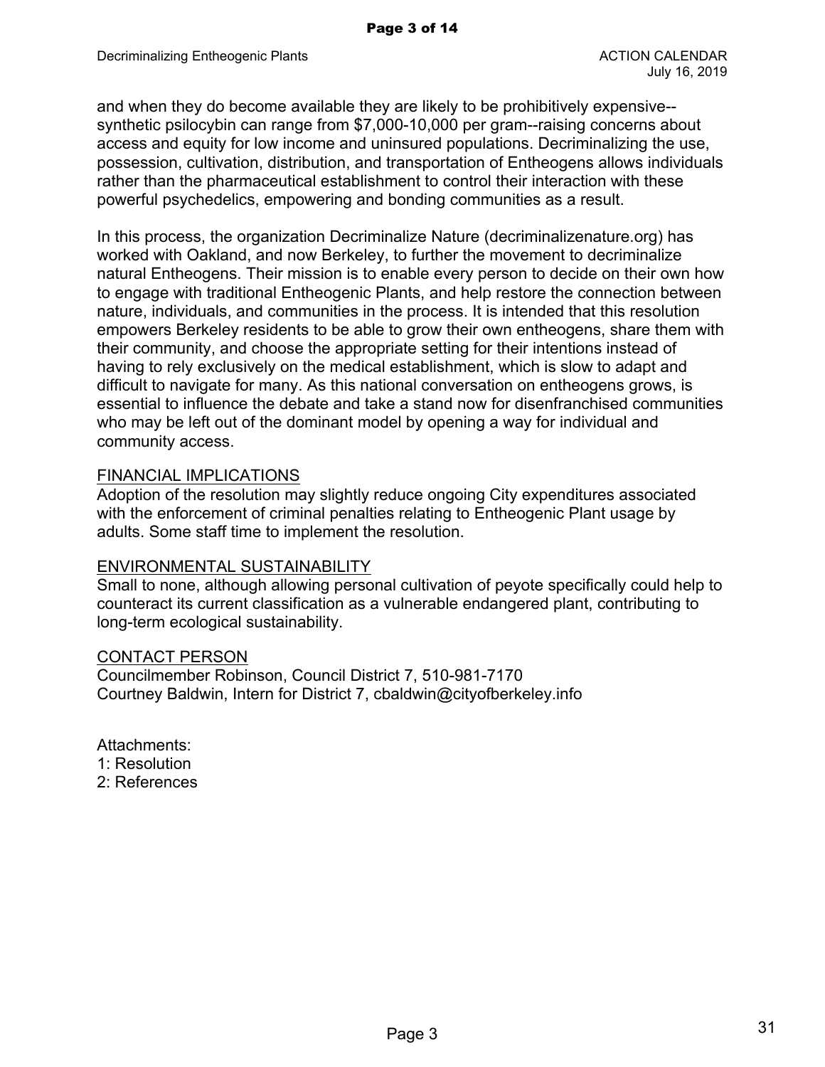and when they do become available they are likely to be prohibitively expensive--synthetic psilocybin can range from $7,000-10,000 per gram--raising concerns about access and equity for low income and uninsured populations. Decriminalizing the use, possession, cultivation, distribution, and transportation of Entheogens allows individuals rather than the pharmaceutical establishment to control their interaction with these powerful psychedelics, empowering and bonding communities as a result.

In this process, the organization Decriminalize Nature (decriminalizenature.org) has worked with Oakland, and now Berkeley, to further the movement to decriminalize natural Entheogens. Their mission is to enable every person to decide on their own how to engage with traditional Entheogenic Plants, and help restore the connection between nature, individuals, and communities in the process. It is intended that this resolution empowers Berkeley residents to be able to grow their own entheogens, share them with their community, and choose the appropriate setting for their intentions instead of having to rely exclusively on the medical establishment, which is slow to adapt and difficult to navigate for many. As this national conversation on entheogens grows, is essential to influence the debate and take a stand now for disenfranchised communities who may be left out of the dominant model by opening a way for individual and community access.

## FINANCIAL IMPLICATIONS

Adoption of the resolution may slightly reduce ongoing City expenditures associated with the enforcement of criminal penalties relating to Entheogenic Plant usage by adults. Some staff time to implement the resolution.

## ENVIRONMENTAL SUSTAINABILITY

Small to none, although allowing personal cultivation of peyote specifically could help to counteract its current classification as a vulnerable endangered plant, contributing to long-term ecological sustainability.

## CONTACT PERSON

Councilmember Robinson, Council District 7, 510-981-7170
Courtney Baldwin, Intern for District 7, cbaldwin@cityofberkeley.info

Attachments:
1: Resolution
2: References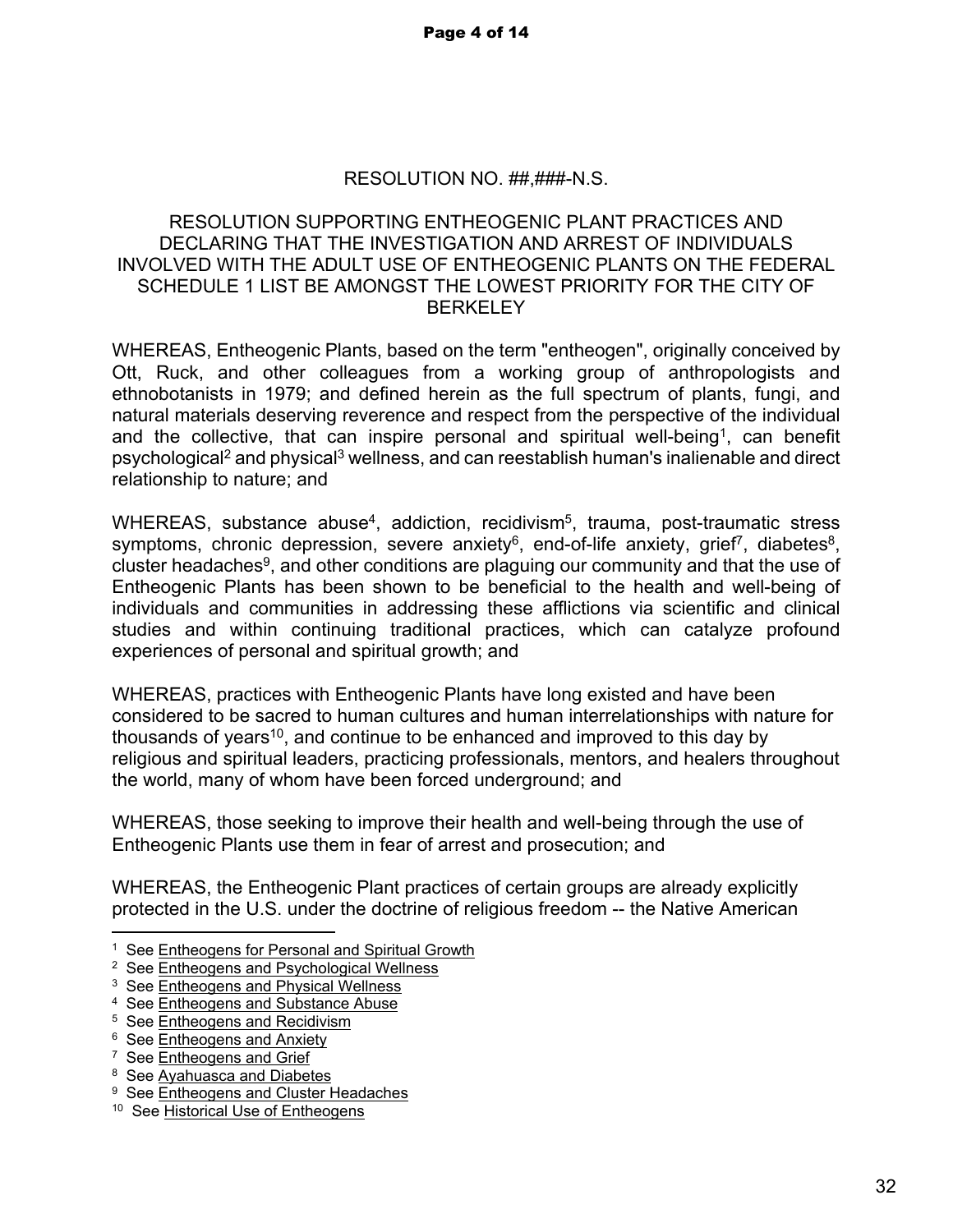RESOLUTION NO. ##,###-N.S.

RESOLUTION SUPPORTING ENTHEOGENIC PLANT PRACTICES AND DECLARING THAT THE INVESTIGATION AND ARREST OF INDIVIDUALS INVOLVED WITH THE ADULT USE OF ENTHEOGENIC PLANTS ON THE FEDERAL SCHEDULE 1 LIST BE AMONGST THE LOWEST PRIORITY FOR THE CITY OF BERKELEY

WHEREAS, Entheogenic Plants, based on the term "entheogen", originally conceived by Ott, Ruck, and other colleagues from a working group of anthropologists and ethnobotanists in 1979; and defined herein as the full spectrum of plants, fungi, and natural materials deserving reverence and respect from the perspective of the individual and the collective, that can inspire personal and spiritual well-being[1], can benefit psychological[2] and physical[3] wellness, and can reestablish human's inalienable and direct relationship to nature; and

WHEREAS, substance abuse[4], addiction, recidivism[5], trauma, post-traumatic stress symptoms, chronic depression, severe anxiety[6], end-of-life anxiety, grief[7], diabetes[8], cluster headaches[9], and other conditions are plaguing our community and that the use of Entheogenic Plants has been shown to be beneficial to the health and well-being of individuals and communities in addressing these afflictions via scientific and clinical studies and within continuing traditional practices, which can catalyze profound experiences of personal and spiritual growth; and

WHEREAS, practices with Entheogenic Plants have long existed and have been considered to be sacred to human cultures and human interrelationships with nature for thousands of years[10], and continue to be enhanced and improved to this day by religious and spiritual leaders, practicing professionals, mentors, and healers throughout the world, many of whom have been forced underground; and

WHEREAS, those seeking to improve their health and well-being through the use of Entheogenic Plants use them in fear of arrest and prosecution; and

WHEREAS, the Entheogenic Plant practices of certain groups are already explicitly protected in the U.S. under the doctrine of religious freedom -- the Native American

---

[1] See Entheogens for Personal and Spiritual Growth

[2] See Entheogens and Psychological Wellness

[3] See Entheogens and Physical Wellness

[4] See Entheogens and Substance Abuse

[5] See Entheogens and Recidivism

[6] See Entheogens and Anxiety

[7] See Entheogens and Grief

[8] See Ayahuasca and Diabetes

[9] See Entheogens and Cluster Headaches

[10] See Historical Use of Entheogens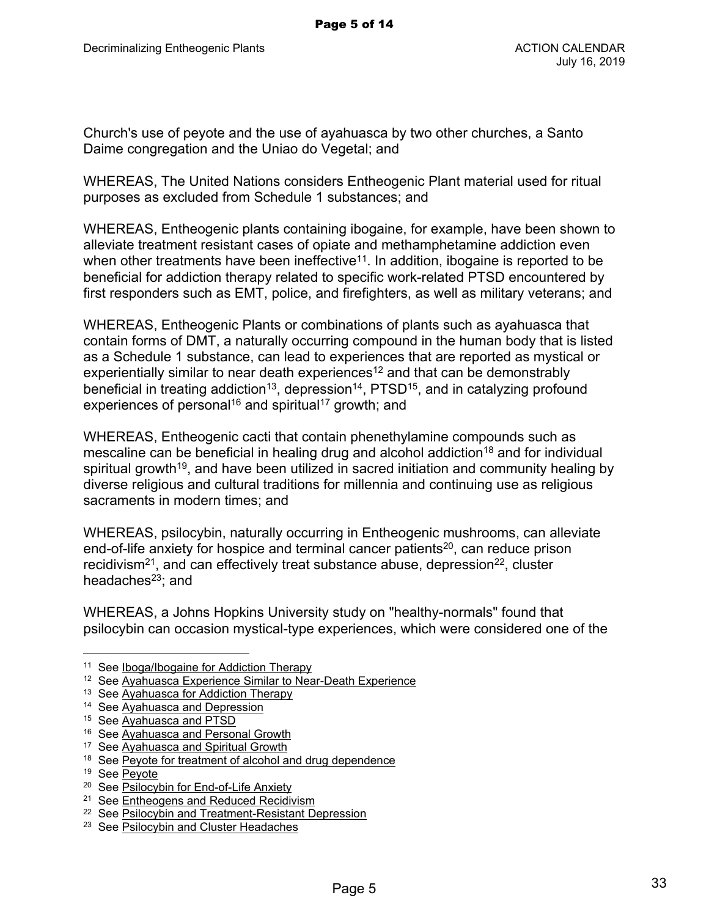Church's use of peyote and the use of ayahuasca by two other churches, a Santo Daime congregation and the Uniao do Vegetal; and

WHEREAS, The United Nations considers Entheogenic Plant material used for ritual purposes as excluded from Schedule 1 substances; and

WHEREAS, Entheogenic plants containing ibogaine, for example, have been shown to alleviate treatment resistant cases of opiate and methamphetamine addiction even when other treatments have been ineffective[11]. In addition, ibogaine is reported to be beneficial for addiction therapy related to specific work-related PTSD encountered by first responders such as EMT, police, and firefighters, as well as military veterans; and

WHEREAS, Entheogenic Plants or combinations of plants such as ayahuasca that contain forms of DMT, a naturally occurring compound in the human body that is listed as a Schedule 1 substance, can lead to experiences that are reported as mystical or experientially similar to near death experiences[12] and that can be demonstrably beneficial in treating addiction[13], depression[14], PTSD[15], and in catalyzing profound experiences of personal[16] and spiritual[17] growth; and

WHEREAS, Entheogenic cacti that contain phenethylamine compounds such as mescaline can be beneficial in healing drug and alcohol addiction[18] and for individual spiritual growth[19], and have been utilized in sacred initiation and community healing by diverse religious and cultural traditions for millennia and continuing use as religious sacraments in modern times; and

WHEREAS, psilocybin, naturally occurring in Entheogenic mushrooms, can alleviate end-of-life anxiety for hospice and terminal cancer patients[20], can reduce prison recidivism[21], and can effectively treat substance abuse, depression[22], cluster headaches[23]; and

WHEREAS, a Johns Hopkins University study on "healthy-normals" found that psilocybin can occasion mystical-type experiences, which were considered one of the

---

[11] See Iboga/Ibogaine for Addiction Therapy
[12] See Ayahuasca Experience Similar to Near-Death Experience
[13] See Ayahuasca for Addiction Therapy
[14] See Ayahuasca and Depression
[15] See Ayahuasca and PTSD
[16] See Ayahuasca and Personal Growth
[17] See Ayahuasca and Spiritual Growth
[18] See Peyote for treatment of alcohol and drug dependence
[19] See Peyote
[20] See Psilocybin for End-of-Life Anxiety
[21] See Entheogens and Reduced Recidivism
[22] See Psilocybin and Treatment-Resistant Depression
[23] See Psilocybin and Cluster Headaches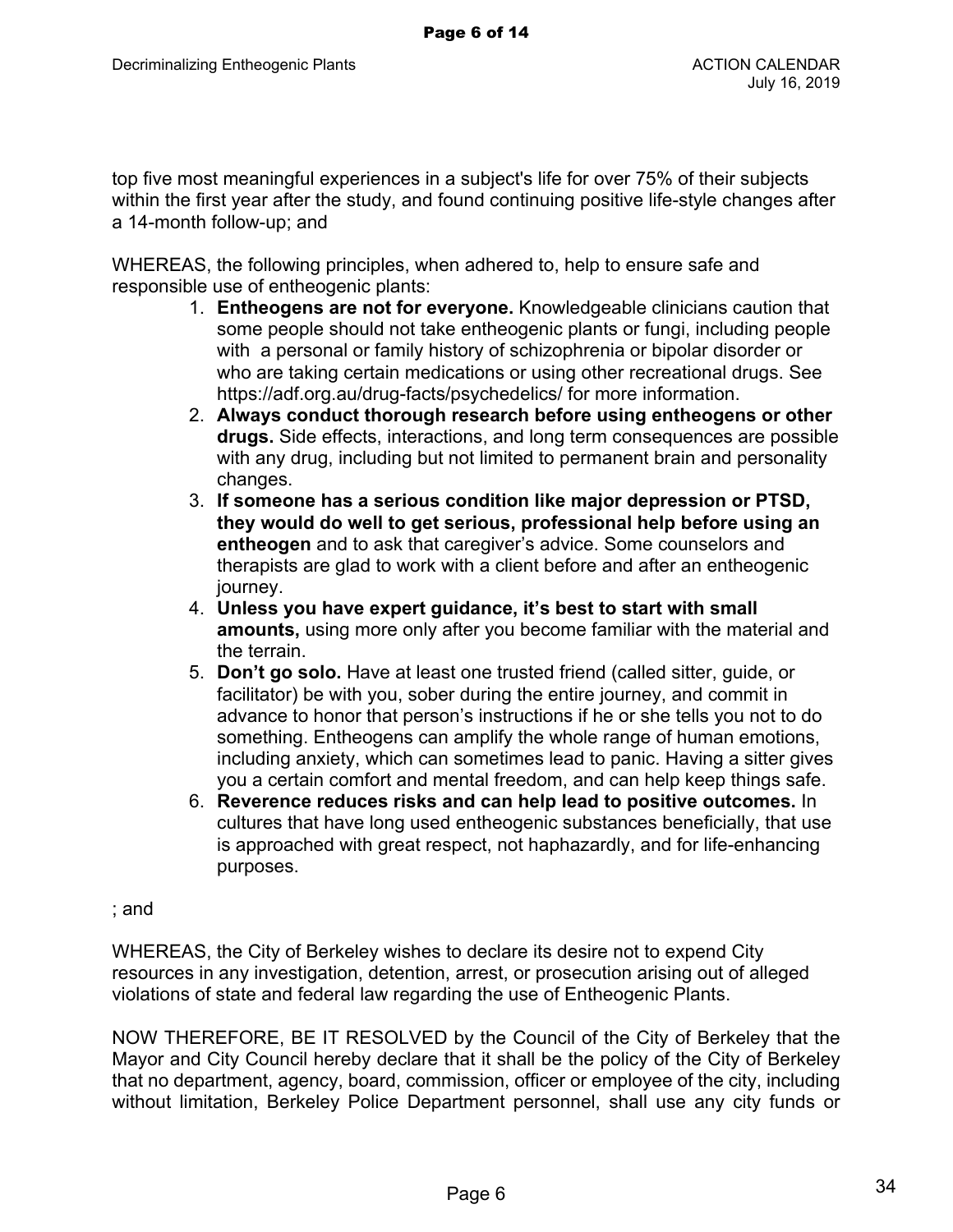top five most meaningful experiences in a subject's life for over 75% of their subjects within the first year after the study, and found continuing positive life-style changes after a 14-month follow-up; and

WHEREAS, the following principles, when adhered to, help to ensure safe and responsible use of entheogenic plants:

1. **Entheogens are not for everyone.** Knowledgeable clinicians caution that some people should not take entheogenic plants or fungi, including people with a personal or family history of schizophrenia or bipolar disorder or who are taking certain medications or using other recreational drugs. See https://adf.org.au/drug-facts/psychedelics/ for more information.
2. **Always conduct thorough research before using entheogens or other drugs.** Side effects, interactions, and long term consequences are possible with any drug, including but not limited to permanent brain and personality changes.
3. **If someone has a serious condition like major depression or PTSD, they would do well to get serious, professional help before using an entheogen** and to ask that caregiver's advice. Some counselors and therapists are glad to work with a client before and after an entheogenic journey.
4. **Unless you have expert guidance, it's best to start with small amounts,** using more only after you become familiar with the material and the terrain.
5. **Don't go solo.** Have at least one trusted friend (called sitter, guide, or facilitator) be with you, sober during the entire journey, and commit in advance to honor that person's instructions if he or she tells you not to do something. Entheogens can amplify the whole range of human emotions, including anxiety, which can sometimes lead to panic. Having a sitter gives you a certain comfort and mental freedom, and can help keep things safe.
6. **Reverence reduces risks and can help lead to positive outcomes.** In cultures that have long used entheogenic substances beneficially, that use is approached with great respect, not haphazardly, and for life-enhancing purposes.

; and

WHEREAS, the City of Berkeley wishes to declare its desire not to expend City resources in any investigation, detention, arrest, or prosecution arising out of alleged violations of state and federal law regarding the use of Entheogenic Plants.

NOW THEREFORE, BE IT RESOLVED by the Council of the City of Berkeley that the Mayor and City Council hereby declare that it shall be the policy of the City of Berkeley that no department, agency, board, commission, officer or employee of the city, including without limitation, Berkeley Police Department personnel, shall use any city funds or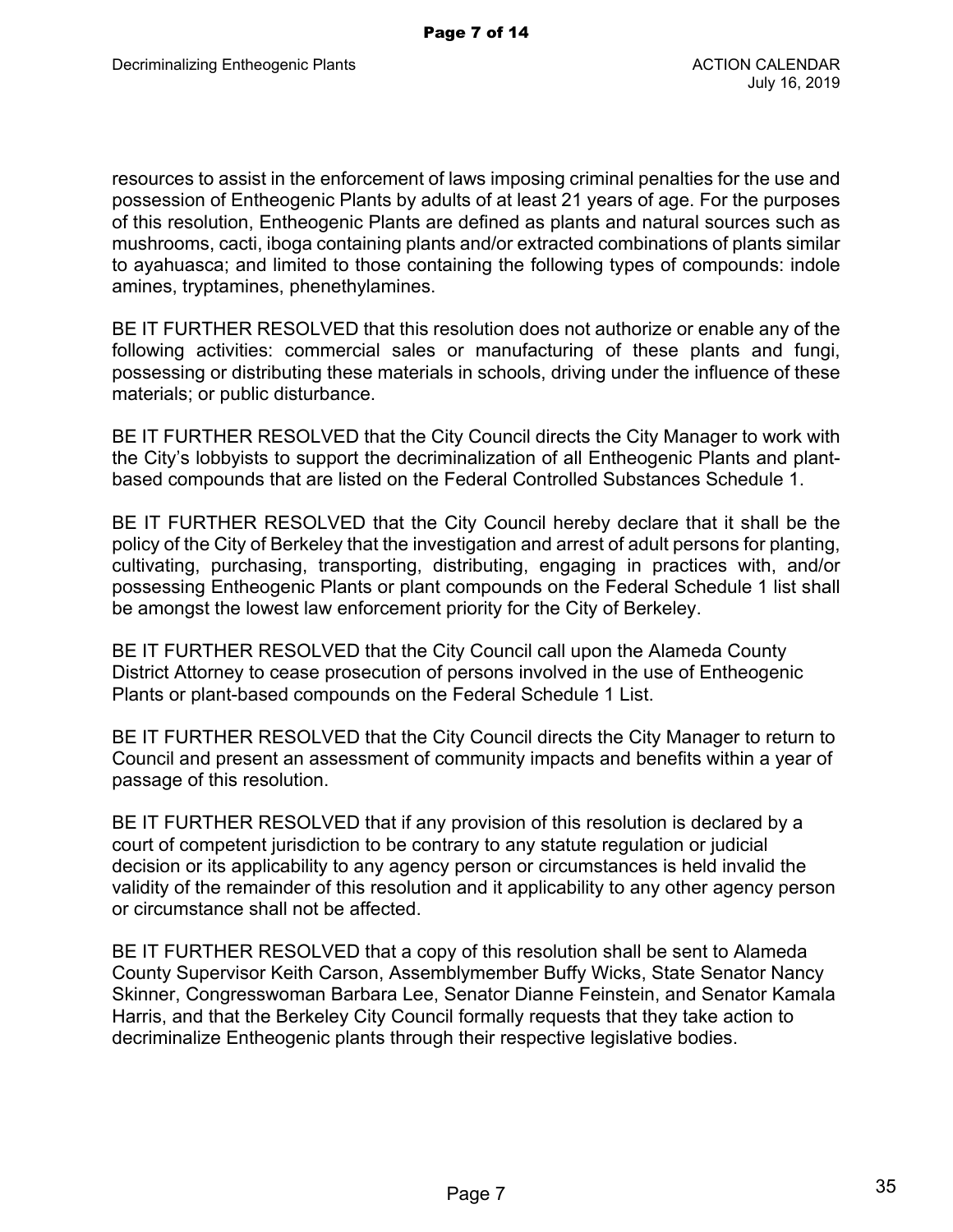resources to assist in the enforcement of laws imposing criminal penalties for the use and possession of Entheogenic Plants by adults of at least 21 years of age. For the purposes of this resolution, Entheogenic Plants are defined as plants and natural sources such as mushrooms, cacti, iboga containing plants and/or extracted combinations of plants similar to ayahuasca; and limited to those containing the following types of compounds: indole amines, tryptamines, phenethylamines.

BE IT FURTHER RESOLVED that this resolution does not authorize or enable any of the following activities: commercial sales or manufacturing of these plants and fungi, possessing or distributing these materials in schools, driving under the influence of these materials; or public disturbance.

BE IT FURTHER RESOLVED that the City Council directs the City Manager to work with the City's lobbyists to support the decriminalization of all Entheogenic Plants and plant-based compounds that are listed on the Federal Controlled Substances Schedule 1.

BE IT FURTHER RESOLVED that the City Council hereby declare that it shall be the policy of the City of Berkeley that the investigation and arrest of adult persons for planting, cultivating, purchasing, transporting, distributing, engaging in practices with, and/or possessing Entheogenic Plants or plant compounds on the Federal Schedule 1 list shall be amongst the lowest law enforcement priority for the City of Berkeley.

BE IT FURTHER RESOLVED that the City Council call upon the Alameda County District Attorney to cease prosecution of persons involved in the use of Entheogenic Plants or plant-based compounds on the Federal Schedule 1 List.

BE IT FURTHER RESOLVED that the City Council directs the City Manager to return to Council and present an assessment of community impacts and benefits within a year of passage of this resolution.

BE IT FURTHER RESOLVED that if any provision of this resolution is declared by a court of competent jurisdiction to be contrary to any statute regulation or judicial decision or its applicability to any agency person or circumstances is held invalid the validity of the remainder of this resolution and it applicability to any other agency person or circumstance shall not be affected.

BE IT FURTHER RESOLVED that a copy of this resolution shall be sent to Alameda County Supervisor Keith Carson, Assemblymember Buffy Wicks, State Senator Nancy Skinner, Congresswoman Barbara Lee, Senator Dianne Feinstein, and Senator Kamala Harris, and that the Berkeley City Council formally requests that they take action to decriminalize Entheogenic plants through their respective legislative bodies.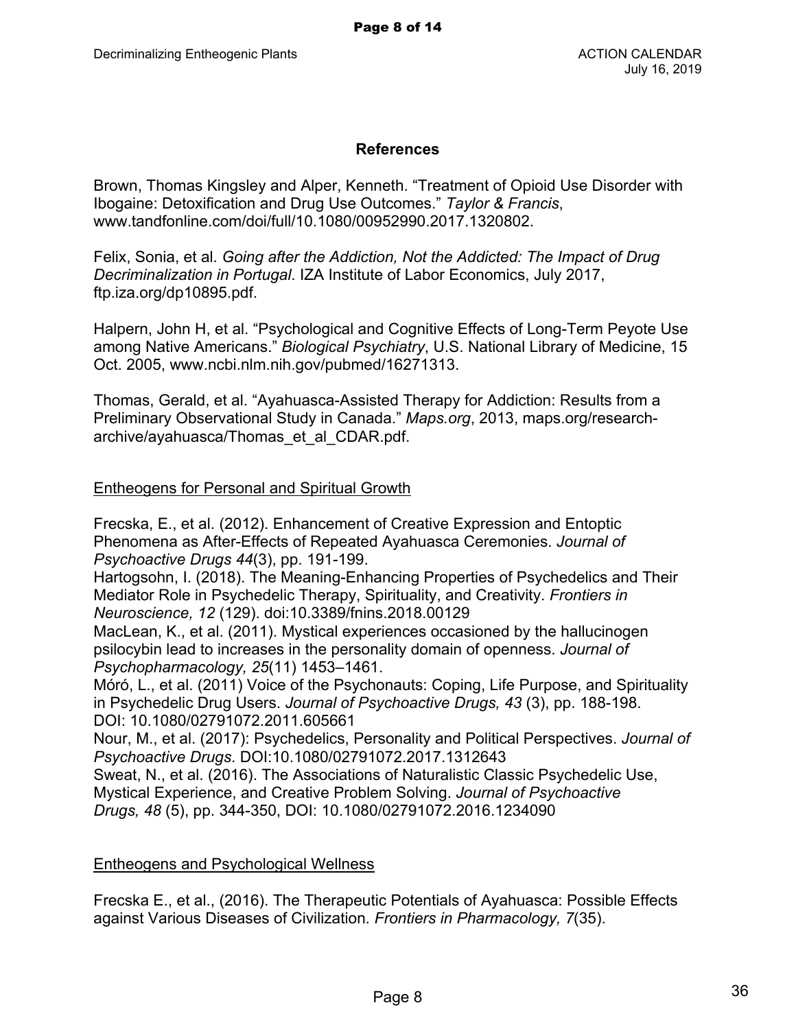## References

Brown, Thomas Kingsley and Alper, Kenneth. “Treatment of Opioid Use Disorder with Ibogaine: Detoxification and Drug Use Outcomes.” *Taylor & Francis*, www.tandfonline.com/doi/full/10.1080/00952990.2017.1320802.

Felix, Sonia, et al. *Going after the Addiction, Not the Addicted: The Impact of Drug Decriminalization in Portugal*. IZA Institute of Labor Economics, July 2017, ftp.iza.org/dp10895.pdf.

Halpern, John H, et al. “Psychological and Cognitive Effects of Long-Term Peyote Use among Native Americans.” *Biological Psychiatry*, U.S. National Library of Medicine, 15 Oct. 2005, www.ncbi.nlm.nih.gov/pubmed/16271313.

Thomas, Gerald, et al. “Ayahuasca-Assisted Therapy for Addiction: Results from a Preliminary Observational Study in Canada.” *Maps.org*, 2013, maps.org/research-archive/ayahuasca/Thomas_et_al_CDAR.pdf.

<u>Entheogens for Personal and Spiritual Growth</u>

Frecska, E., et al. (2012). Enhancement of Creative Expression and Entoptic Phenomena as After-Effects of Repeated Ayahuasca Ceremonies. *Journal of Psychoactive Drugs 44*(3), pp. 191-199.
Hartogsohn, I. (2018). The Meaning-Enhancing Properties of Psychedelics and Their Mediator Role in Psychedelic Therapy, Spirituality, and Creativity. *Frontiers in Neuroscience, 12* (129). doi:10.3389/fnins.2018.00129
MacLean, K., et al. (2011). Mystical experiences occasioned by the hallucinogen psilocybin lead to increases in the personality domain of openness. *Journal of Psychopharmacology, 25*(11) 1453–1461.
Móró, L., et al. (2011) Voice of the Psychonauts: Coping, Life Purpose, and Spirituality in Psychedelic Drug Users. *Journal of Psychoactive Drugs, 43* (3), pp. 188-198. DOI: 10.1080/02791072.2011.605661
Nour, M., et al. (2017): Psychedelics, Personality and Political Perspectives. *Journal of Psychoactive Drugs*. DOI:10.1080/02791072.2017.1312643
Sweat, N., et al. (2016). The Associations of Naturalistic Classic Psychedelic Use, Mystical Experience, and Creative Problem Solving. *Journal of Psychoactive Drugs, 48* (5), pp. 344-350, DOI: 10.1080/02791072.2016.1234090

<u>Entheogens and Psychological Wellness</u>

Frecska E., et al., (2016). The Therapeutic Potentials of Ayahuasca: Possible Effects against Various Diseases of Civilization. *Frontiers in Pharmacology, 7*(35).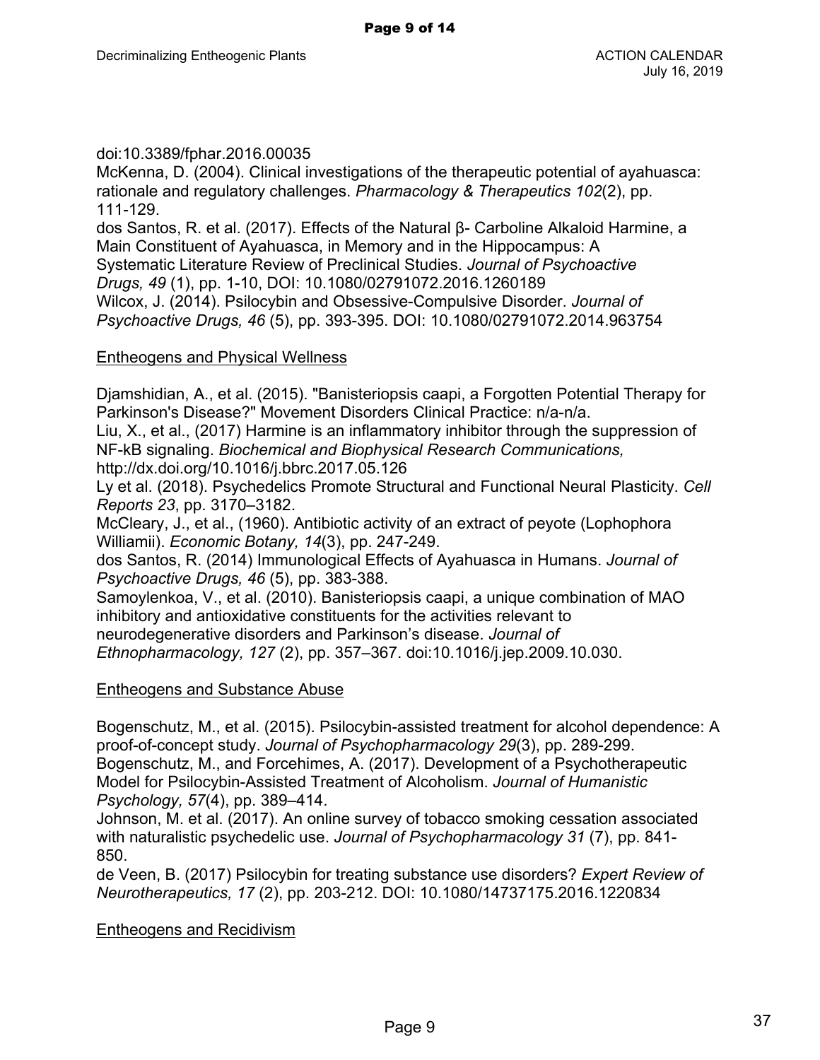doi:10.3389/fphar.2016.00035

McKenna, D. (2004). Clinical investigations of the therapeutic potential of ayahuasca: rationale and regulatory challenges. *Pharmacology & Therapeutics 102*(2), pp. 111-129.

dos Santos, R. et al. (2017). Effects of the Natural β- Carboline Alkaloid Harmine, a Main Constituent of Ayahuasca, in Memory and in the Hippocampus: A Systematic Literature Review of Preclinical Studies. *Journal of Psychoactive Drugs, 49* (1), pp. 1-10, DOI: 10.1080/02791072.2016.1260189

Wilcox, J. (2014). Psilocybin and Obsessive-Compulsive Disorder. *Journal of Psychoactive Drugs, 46* (5), pp. 393-395. DOI: 10.1080/02791072.2014.963754

Entheogens and Physical Wellness

Djamshidian, A., et al. (2015). "Banisteriopsis caapi, a Forgotten Potential Therapy for Parkinson's Disease?" Movement Disorders Clinical Practice: n/a-n/a.

Liu, X., et al., (2017) Harmine is an inflammatory inhibitor through the suppression of NF-kB signaling. *Biochemical and Biophysical Research Communications,* http://dx.doi.org/10.1016/j.bbrc.2017.05.126

Ly et al. (2018). Psychedelics Promote Structural and Functional Neural Plasticity. *Cell Reports 23*, pp. 3170–3182.

McCleary, J., et al., (1960). Antibiotic activity of an extract of peyote (Lophophora Williamii). *Economic Botany, 14*(3), pp. 247-249.

dos Santos, R. (2014) Immunological Effects of Ayahuasca in Humans. *Journal of Psychoactive Drugs, 46* (5), pp. 383-388.

Samoylenkoa, V., et al. (2010). Banisteriopsis caapi, a unique combination of MAO inhibitory and antioxidative constituents for the activities relevant to neurodegenerative disorders and Parkinson's disease. *Journal of Ethnopharmacology, 127* (2), pp. 357–367. doi:10.1016/j.jep.2009.10.030.

Entheogens and Substance Abuse

Bogenschutz, M., et al. (2015). Psilocybin-assisted treatment for alcohol dependence: A proof-of-concept study. *Journal of Psychopharmacology 29*(3), pp. 289-299.

Bogenschutz, M., and Forcehimes, A. (2017). Development of a Psychotherapeutic Model for Psilocybin-Assisted Treatment of Alcoholism. *Journal of Humanistic Psychology, 57*(4), pp. 389–414.

Johnson, M. et al. (2017). An online survey of tobacco smoking cessation associated with naturalistic psychedelic use. *Journal of Psychopharmacology 31* (7), pp. 841-850.

de Veen, B. (2017) Psilocybin for treating substance use disorders? *Expert Review of Neurotherapeutics, 17* (2), pp. 203-212. DOI: 10.1080/14737175.2016.1220834

Entheogens and Recidivism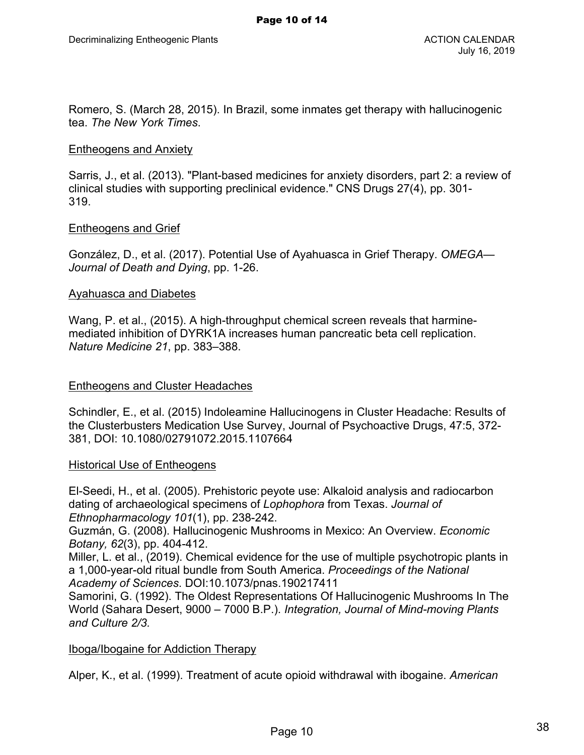Romero, S. (March 28, 2015). In Brazil, some inmates get therapy with hallucinogenic tea. *The New York Times*.

Entheogens and Anxiety

Sarris, J., et al. (2013). "Plant-based medicines for anxiety disorders, part 2: a review of clinical studies with supporting preclinical evidence." CNS Drugs 27(4), pp. 301-319.

Entheogens and Grief

González, D., et al. (2017). Potential Use of Ayahuasca in Grief Therapy. *OMEGA—Journal of Death and Dying*, pp. 1-26.

Ayahuasca and Diabetes

Wang, P. et al., (2015). A high-throughput chemical screen reveals that harmine-mediated inhibition of DYRK1A increases human pancreatic beta cell replication. *Nature Medicine 21*, pp. 383–388.

Entheogens and Cluster Headaches

Schindler, E., et al. (2015) Indoleamine Hallucinogens in Cluster Headache: Results of the Clusterbusters Medication Use Survey, Journal of Psychoactive Drugs, 47:5, 372-381, DOI: 10.1080/02791072.2015.1107664

Historical Use of Entheogens

El-Seedi, H., et al. (2005). Prehistoric peyote use: Alkaloid analysis and radiocarbon dating of archaeological specimens of *Lophophora* from Texas. *Journal of Ethnopharmacology 101*(1), pp. 238-242.
Guzmán, G. (2008). Hallucinogenic Mushrooms in Mexico: An Overview. *Economic Botany, 62*(3), pp. 404-412.
Miller, L. et al., (2019). Chemical evidence for the use of multiple psychotropic plants in a 1,000-year-old ritual bundle from South America. *Proceedings of the National Academy of Sciences*. DOI:10.1073/pnas.190217411
Samorini, G. (1992). The Oldest Representations Of Hallucinogenic Mushrooms In The World (Sahara Desert, 9000 – 7000 B.P.). *Integration, Journal of Mind-moving Plants and Culture 2/3.*

Iboga/Ibogaine for Addiction Therapy

Alper, K., et al. (1999). Treatment of acute opioid withdrawal with ibogaine. *American*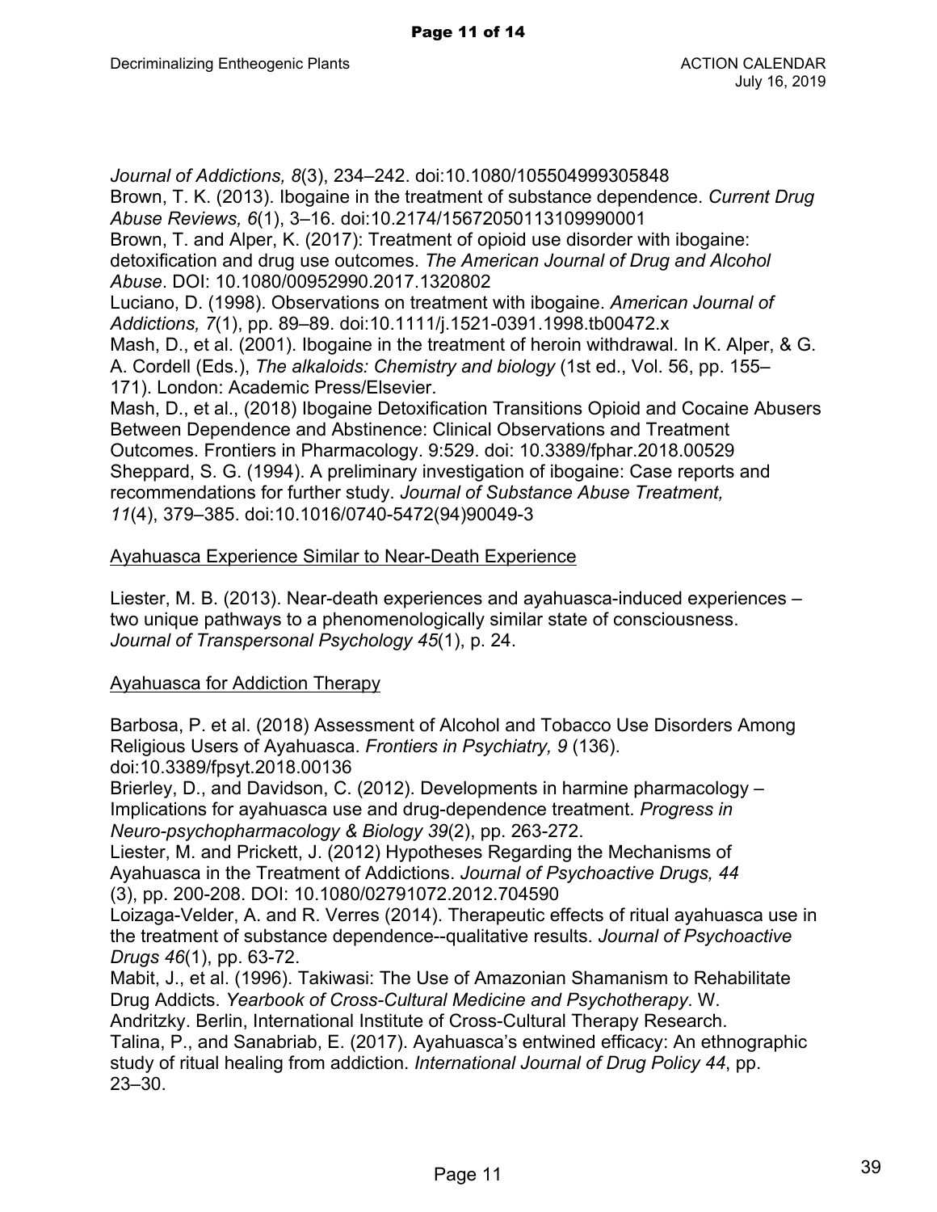*Journal of Addictions, 8*(3), 234–242. doi:10.1080/105504999305848

Brown, T. K. (2013). Ibogaine in the treatment of substance dependence. *Current Drug Abuse Reviews, 6*(1), 3–16. doi:10.2174/15672050113109990001

Brown, T. and Alper, K. (2017): Treatment of opioid use disorder with ibogaine: detoxification and drug use outcomes. *The American Journal of Drug and Alcohol Abuse*. DOI: 10.1080/00952990.2017.1320802

Luciano, D. (1998). Observations on treatment with ibogaine. *American Journal of Addictions, 7*(1), pp. 89–89. doi:10.1111/j.1521-0391.1998.tb00472.x

Mash, D., et al. (2001). Ibogaine in the treatment of heroin withdrawal. In K. Alper, & G. A. Cordell (Eds.), *The alkaloids: Chemistry and biology* (1st ed., Vol. 56, pp. 155–171). London: Academic Press/Elsevier.

Mash, D., et al., (2018) Ibogaine Detoxification Transitions Opioid and Cocaine Abusers Between Dependence and Abstinence: Clinical Observations and Treatment Outcomes. Frontiers in Pharmacology. 9:529. doi: 10.3389/fphar.2018.00529

Sheppard, S. G. (1994). A preliminary investigation of ibogaine: Case reports and recommendations for further study. *Journal of Substance Abuse Treatment, 11*(4), 379–385. doi:10.1016/0740-5472(94)90049-3

<u>Ayahuasca Experience Similar to Near-Death Experience</u>

Liester, M. B. (2013). Near-death experiences and ayahuasca-induced experiences – two unique pathways to a phenomenologically similar state of consciousness. *Journal of Transpersonal Psychology 45*(1), p. 24.

<u>Ayahuasca for Addiction Therapy</u>

Barbosa, P. et al. (2018) Assessment of Alcohol and Tobacco Use Disorders Among Religious Users of Ayahuasca. *Frontiers in Psychiatry, 9* (136). doi:10.3389/fpsyt.2018.00136

Brierley, D., and Davidson, C. (2012). Developments in harmine pharmacology – Implications for ayahuasca use and drug-dependence treatment. *Progress in Neuro-psychopharmacology & Biology 39*(2), pp. 263-272.

Liester, M. and Prickett, J. (2012) Hypotheses Regarding the Mechanisms of Ayahuasca in the Treatment of Addictions. *Journal of Psychoactive Drugs, 44* (3), pp. 200-208. DOI: 10.1080/02791072.2012.704590

Loizaga-Velder, A. and R. Verres (2014). Therapeutic effects of ritual ayahuasca use in the treatment of substance dependence--qualitative results. *Journal of Psychoactive Drugs 46*(1), pp. 63-72.

Mabit, J., et al. (1996). Takiwasi: The Use of Amazonian Shamanism to Rehabilitate Drug Addicts. *Yearbook of Cross-Cultural Medicine and Psychotherapy*. W. Andritzky. Berlin, International Institute of Cross-Cultural Therapy Research.

Talina, P., and Sanabriab, E. (2017). Ayahuasca's entwined efficacy: An ethnographic study of ritual healing from addiction. *International Journal of Drug Policy 44*, pp. 23–30.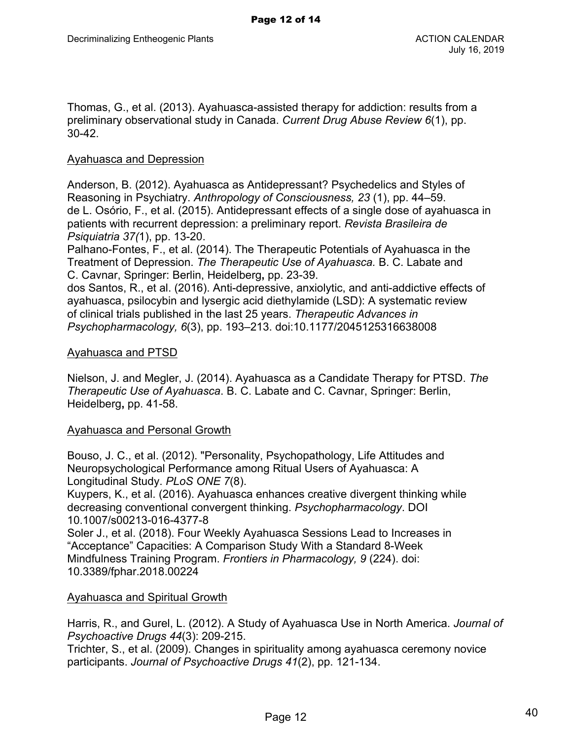Thomas, G., et al. (2013). Ayahuasca-assisted therapy for addiction: results from a preliminary observational study in Canada. *Current Drug Abuse Review 6*(1), pp. 30-42.

<u>Ayahuasca and Depression</u>

Anderson, B. (2012). Ayahuasca as Antidepressant? Psychedelics and Styles of Reasoning in Psychiatry. *Anthropology of Consciousness, 23* (1), pp. 44–59.
de L. Osório, F., et al. (2015). Antidepressant effects of a single dose of ayahuasca in patients with recurrent depression: a preliminary report. *Revista Brasileira de Psiquiatria 37(*1), pp. 13-20.
Palhano-Fontes, F., et al. (2014). The Therapeutic Potentials of Ayahuasca in the Treatment of Depression. *The Therapeutic Use of Ayahuasca.* B. C. Labate and C. Cavnar, Springer: Berlin, Heidelberg**,** pp. 23-39.
dos Santos, R., et al. (2016). Anti-depressive, anxiolytic, and anti-addictive effects of ayahuasca, psilocybin and lysergic acid diethylamide (LSD): A systematic review of clinical trials published in the last 25 years. *Therapeutic Advances in Psychopharmacology, 6*(3), pp. 193–213. doi:10.1177/2045125316638008

<u>Ayahuasca and PTSD</u>

Nielson, J. and Megler, J. (2014). Ayahuasca as a Candidate Therapy for PTSD. *The Therapeutic Use of Ayahuasca*. B. C. Labate and C. Cavnar, Springer: Berlin, Heidelberg**,** pp. 41-58.

<u>Ayahuasca and Personal Growth</u>

Bouso, J. C., et al. (2012). "Personality, Psychopathology, Life Attitudes and Neuropsychological Performance among Ritual Users of Ayahuasca: A Longitudinal Study. *PLoS ONE 7*(8).
Kuypers, K., et al. (2016). Ayahuasca enhances creative divergent thinking while decreasing conventional convergent thinking. *Psychopharmacology*. DOI 10.1007/s00213-016-4377-8
Soler J., et al. (2018). Four Weekly Ayahuasca Sessions Lead to Increases in "Acceptance" Capacities: A Comparison Study With a Standard 8-Week Mindfulness Training Program. *Frontiers in Pharmacology, 9* (224). doi: 10.3389/fphar.2018.00224

<u>Ayahuasca and Spiritual Growth</u>

Harris, R., and Gurel, L. (2012). A Study of Ayahuasca Use in North America. *Journal of Psychoactive Drugs 44*(3): 209-215.
Trichter, S., et al. (2009). Changes in spirituality among ayahuasca ceremony novice participants. *Journal of Psychoactive Drugs 41*(2), pp. 121-134.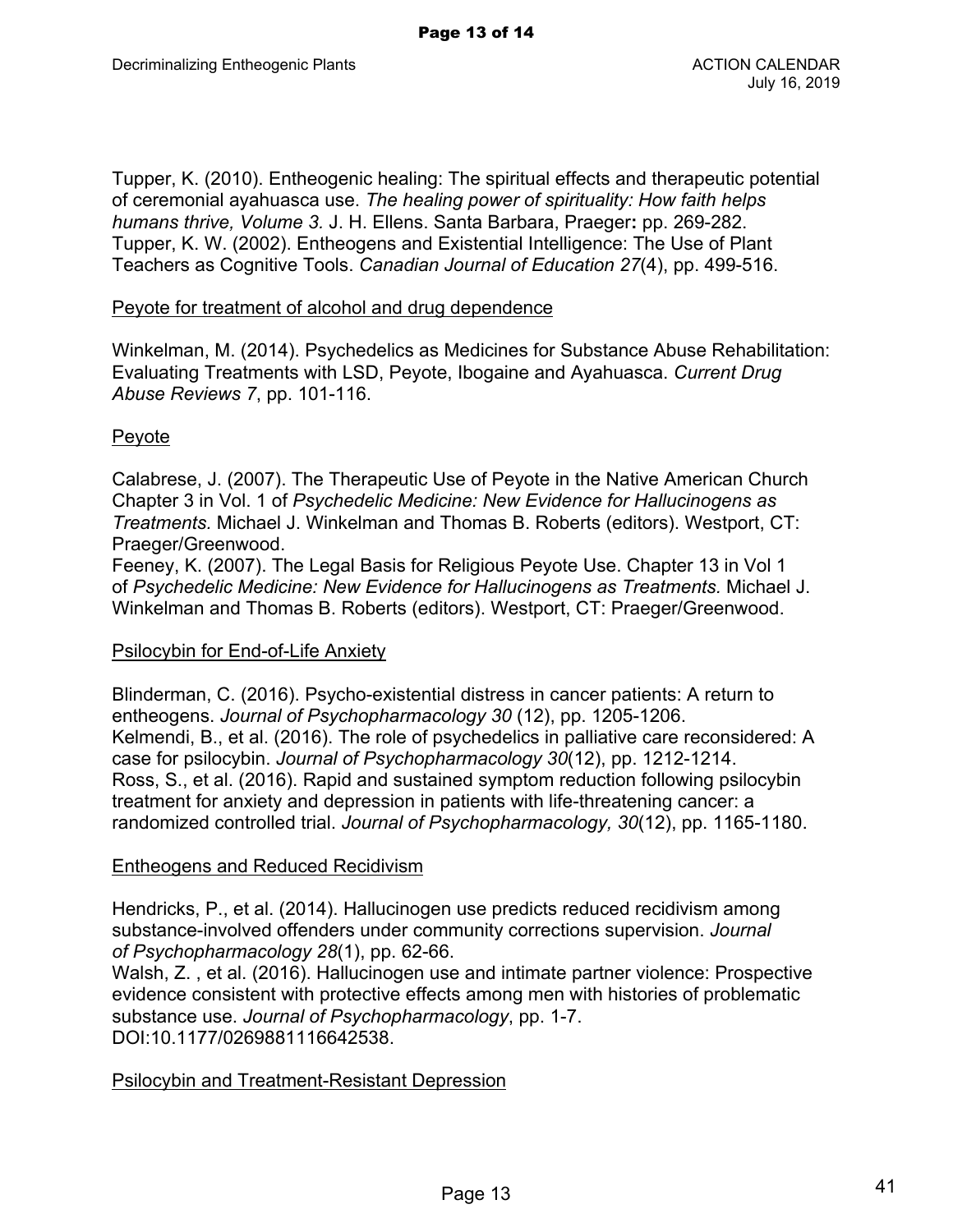Tupper, K. (2010). Entheogenic healing: The spiritual effects and therapeutic potential of ceremonial ayahuasca use. *The healing power of spirituality: How faith helps humans thrive, Volume 3.* J. H. Ellens. Santa Barbara, Praeger**:** pp. 269-282.
Tupper, K. W. (2002). Entheogens and Existential Intelligence: The Use of Plant Teachers as Cognitive Tools. *Canadian Journal of Education 27*(4), pp. 499-516.

<u>Peyote for treatment of alcohol and drug dependence</u>

Winkelman, M. (2014). Psychedelics as Medicines for Substance Abuse Rehabilitation: Evaluating Treatments with LSD, Peyote, Ibogaine and Ayahuasca. *Current Drug Abuse Reviews 7*, pp. 101-116.

<u>Peyote</u>

Calabrese, J. (2007). The Therapeutic Use of Peyote in the Native American Church Chapter 3 in Vol. 1 of *Psychedelic Medicine: New Evidence for Hallucinogens as Treatments.* Michael J. Winkelman and Thomas B. Roberts (editors). Westport, CT: Praeger/Greenwood.
Feeney, K. (2007). The Legal Basis for Religious Peyote Use. Chapter 13 in Vol 1 of *Psychedelic Medicine: New Evidence for Hallucinogens as Treatments*. Michael J. Winkelman and Thomas B. Roberts (editors). Westport, CT: Praeger/Greenwood.

<u>Psilocybin for End-of-Life Anxiety</u>

Blinderman, C. (2016). Psycho-existential distress in cancer patients: A return to entheogens. *Journal of Psychopharmacology 30* (12), pp. 1205-1206.
Kelmendi, B., et al. (2016). The role of psychedelics in palliative care reconsidered: A case for psilocybin. *Journal of Psychopharmacology 30*(12), pp. 1212-1214.
Ross, S., et al. (2016). Rapid and sustained symptom reduction following psilocybin treatment for anxiety and depression in patients with life-threatening cancer: a randomized controlled trial. *Journal of Psychopharmacology, 30*(12), pp. 1165-1180.

<u>Entheogens and Reduced Recidivism</u>

Hendricks, P., et al. (2014). Hallucinogen use predicts reduced recidivism among substance-involved offenders under community corrections supervision. *Journal of Psychopharmacology 28*(1), pp. 62-66.
Walsh, Z. , et al. (2016). Hallucinogen use and intimate partner violence: Prospective evidence consistent with protective effects among men with histories of problematic substance use. *Journal of Psychopharmacology*, pp. 1-7. DOI:10.1177/0269881116642538.

<u>Psilocybin and Treatment-Resistant Depression</u>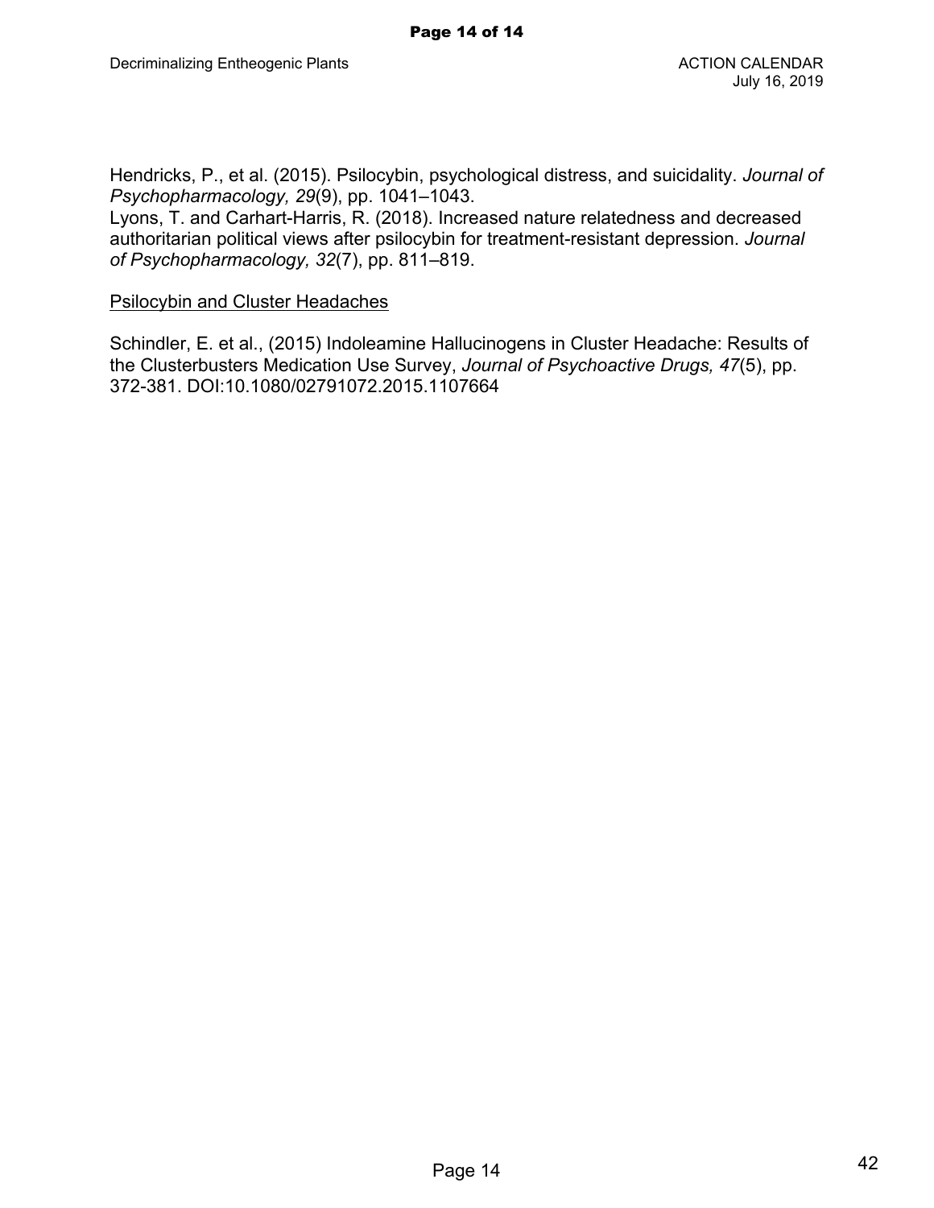Hendricks, P., et al. (2015). Psilocybin, psychological distress, and suicidality. *Journal of Psychopharmacology, 29*(9), pp. 1041–1043.

Lyons, T. and Carhart-Harris, R. (2018). Increased nature relatedness and decreased authoritarian political views after psilocybin for treatment-resistant depression. *Journal of Psychopharmacology, 32*(7), pp. 811–819.

<u>Psilocybin and Cluster Headaches</u>

Schindler, E. et al., (2015) Indoleamine Hallucinogens in Cluster Headache: Results of the Clusterbusters Medication Use Survey, *Journal of Psychoactive Drugs, 47*(5), pp. 372-381. DOI:10.1080/02791072.2015.1107664